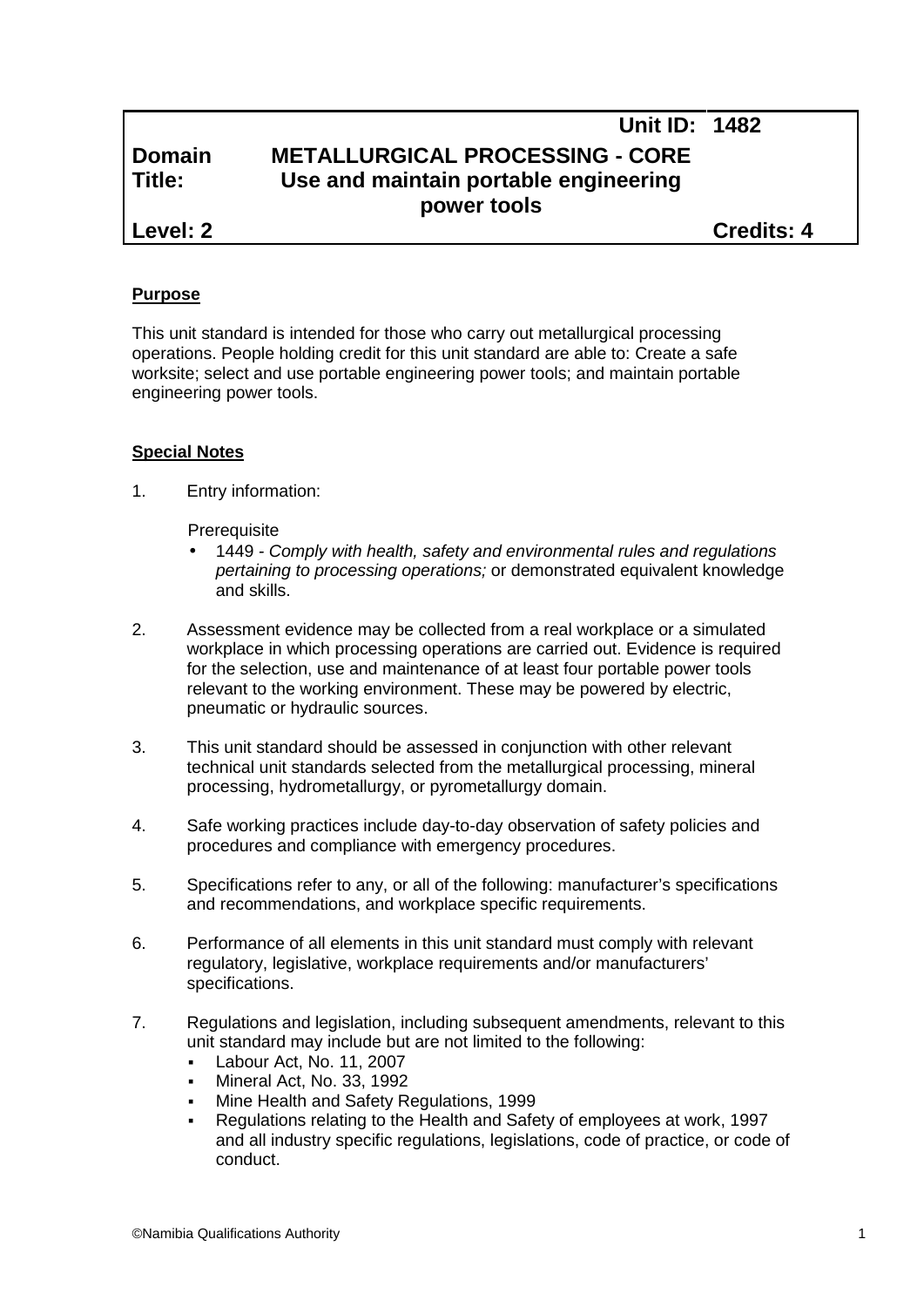| | | Unit ID: | 1482 |
|---|---|---|---|
| **Domain** | **METALLURGICAL PROCESSING - CORE** | | |
| **Title:** | **Use and maintain portable engineering power tools** | | |
| **Level: 2** | | | **Credits: 4** |

## **Purpose**

This unit standard is intended for those who carry out metallurgical processing operations. People holding credit for this unit standard are able to: Create a safe worksite; select and use portable engineering power tools; and maintain portable engineering power tools.

## **Special Notes**

1. Entry information:

   Prerequisite

   - 1449 - *Comply with health, safety and environmental rules and regulations pertaining to processing operations;* or demonstrated equivalent knowledge and skills.

2. Assessment evidence may be collected from a real workplace or a simulated workplace in which processing operations are carried out. Evidence is required for the selection, use and maintenance of at least four portable power tools relevant to the working environment. These may be powered by electric, pneumatic or hydraulic sources.

3. This unit standard should be assessed in conjunction with other relevant technical unit standards selected from the metallurgical processing, mineral processing, hydrometallurgy, or pyrometallurgy domain.

4. Safe working practices include day-to-day observation of safety policies and procedures and compliance with emergency procedures.

5. Specifications refer to any, or all of the following: manufacturer's specifications and recommendations, and workplace specific requirements.

6. Performance of all elements in this unit standard must comply with relevant regulatory, legislative, workplace requirements and/or manufacturers' specifications.

7. Regulations and legislation, including subsequent amendments, relevant to this unit standard may include but are not limited to the following:
   - Labour Act, No. 11, 2007
   - Mineral Act, No. 33, 1992
   - Mine Health and Safety Regulations, 1999
   - Regulations relating to the Health and Safety of employees at work, 1997 and all industry specific regulations, legislations, code of practice, or code of conduct.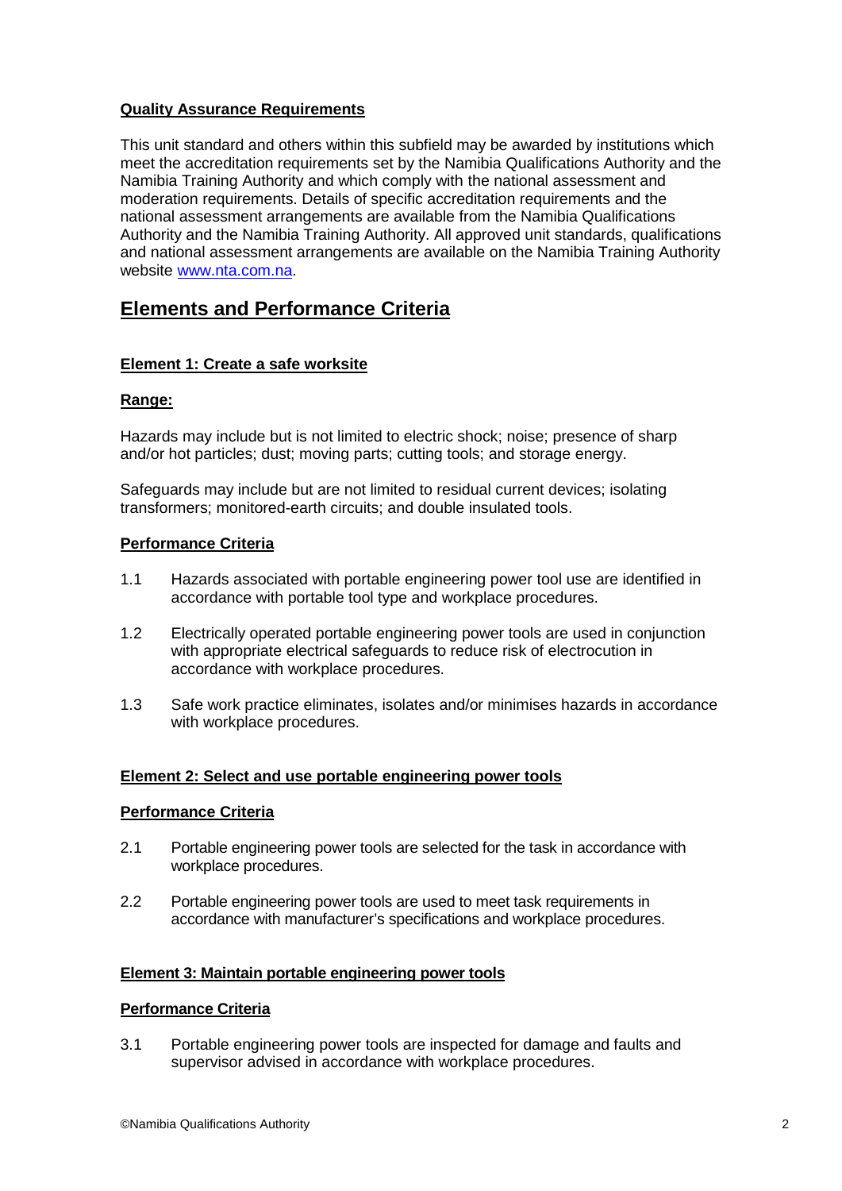## Quality Assurance Requirements

This unit standard and others within this subfield may be awarded by institutions which meet the accreditation requirements set by the Namibia Qualifications Authority and the Namibia Training Authority and which comply with the national assessment and moderation requirements. Details of specific accreditation requirements and the national assessment arrangements are available from the Namibia Qualifications Authority and the Namibia Training Authority. All approved unit standards, qualifications and national assessment arrangements are available on the Namibia Training Authority website www.nta.com.na.

# Elements and Performance Criteria

### Element 1: Create a safe worksite

**Range:**

Hazards may include but is not limited to electric shock; noise; presence of sharp and/or hot particles; dust; moving parts; cutting tools; and storage energy.

Safeguards may include but are not limited to residual current devices; isolating transformers; monitored-earth circuits; and double insulated tools.

**Performance Criteria**

1.1 Hazards associated with portable engineering power tool use are identified in accordance with portable tool type and workplace procedures.

1.2 Electrically operated portable engineering power tools are used in conjunction with appropriate electrical safeguards to reduce risk of electrocution in accordance with workplace procedures.

1.3 Safe work practice eliminates, isolates and/or minimises hazards in accordance with workplace procedures.

### Element 2: Select and use portable engineering power tools

**Performance Criteria**

2.1 Portable engineering power tools are selected for the task in accordance with workplace procedures.

2.2 Portable engineering power tools are used to meet task requirements in accordance with manufacturer's specifications and workplace procedures.

### Element 3: Maintain portable engineering power tools

**Performance Criteria**

3.1 Portable engineering power tools are inspected for damage and faults and supervisor advised in accordance with workplace procedures.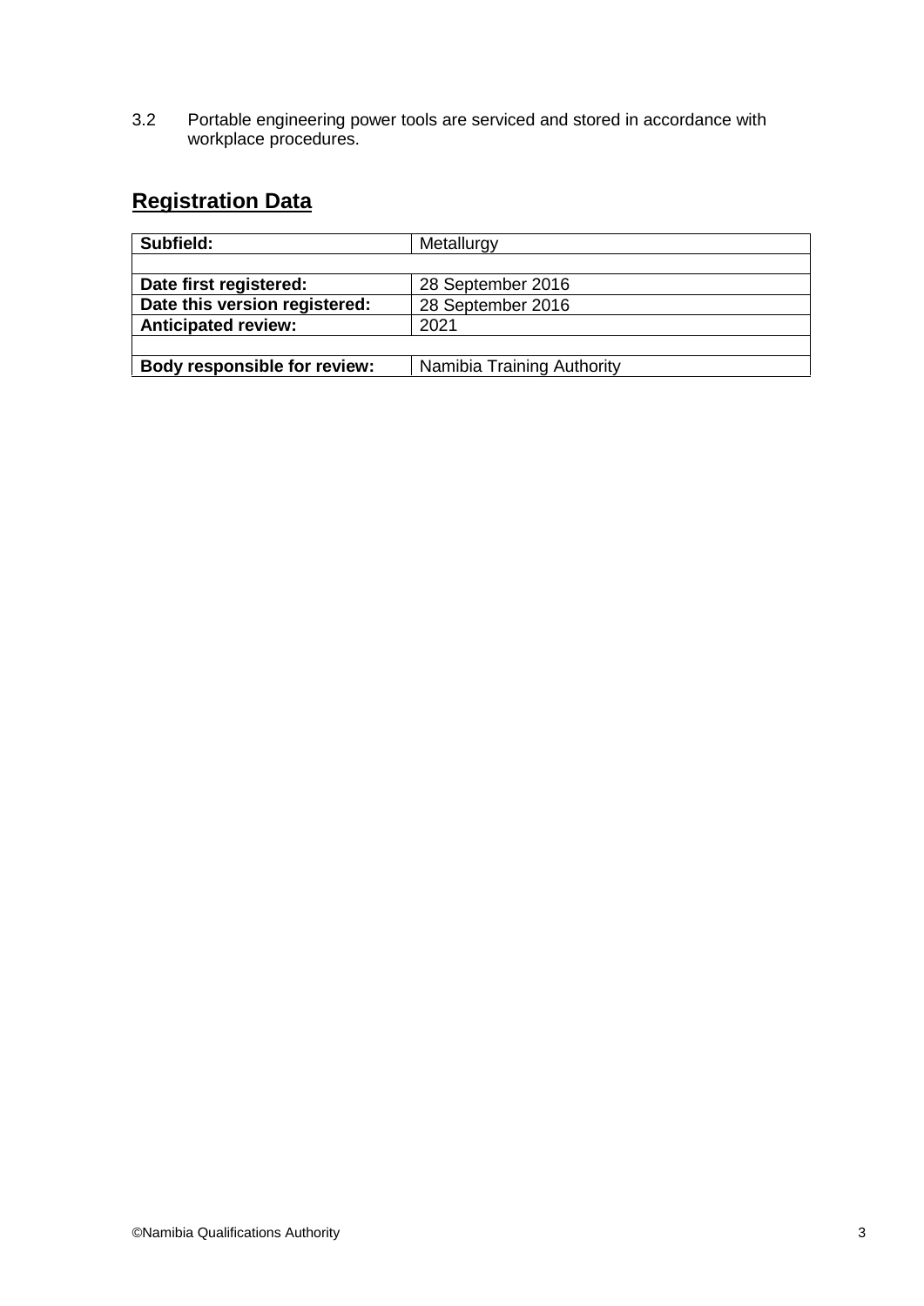3.2 Portable engineering power tools are serviced and stored in accordance with workplace procedures.

## Registration Data

| | |
|---|---|
| **Subfield:** | Metallurgy |
| | |
| **Date first registered:** | 28 September 2016 |
| **Date this version registered:** | 28 September 2016 |
| **Anticipated review:** | 2021 |
| | |
| **Body responsible for review:** | Namibia Training Authority |